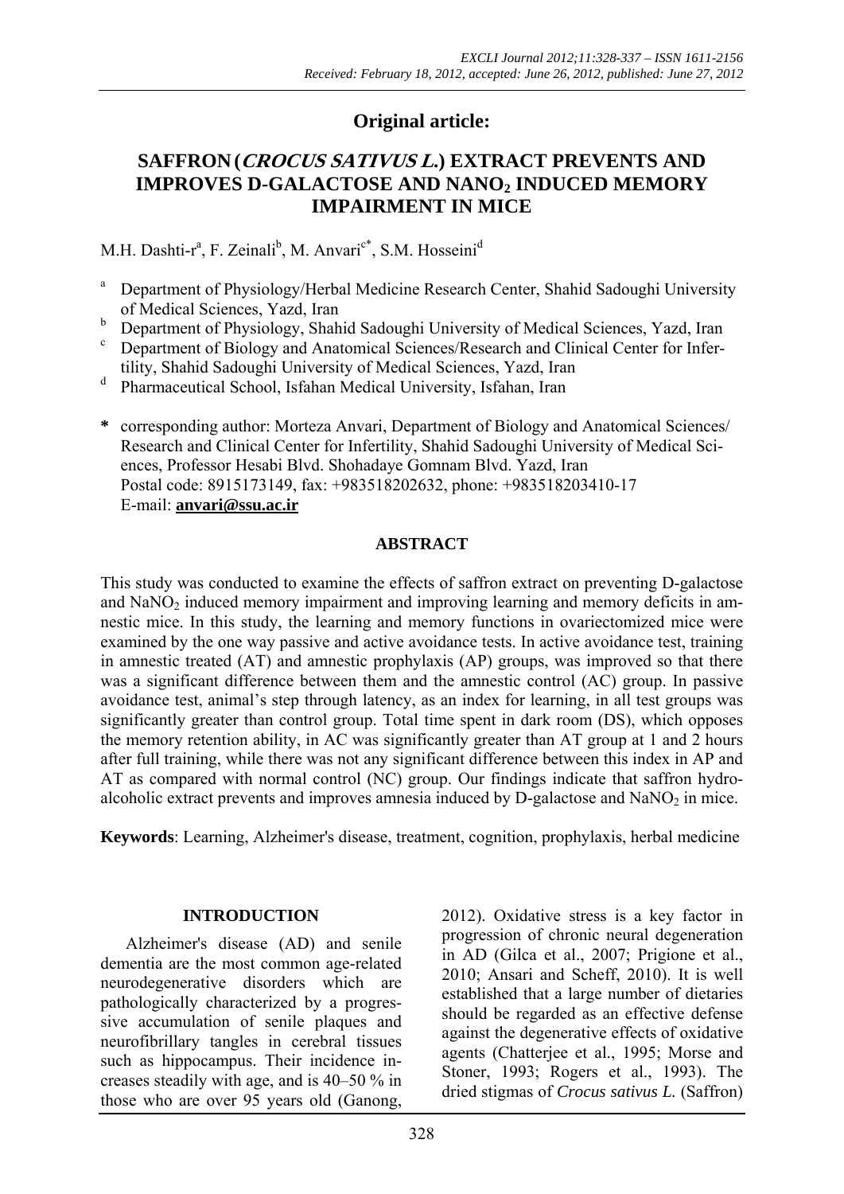## Original article:

# SAFFRON (*CROCUS SATIVUS L.*) EXTRACT PREVENTS AND IMPROVES D-GALACTOSE AND $NANO_2$ INDUCED MEMORY IMPAIRMENT IN MICE

M.H. Dashti-r[a], F. Zeinali[b], M. Anvari[c*], S.M. Hosseini[d]

[a] Department of Physiology/Herbal Medicine Research Center, Shahid Sadoughi University of Medical Sciences, Yazd, Iran

[b] Department of Physiology, Shahid Sadoughi University of Medical Sciences, Yazd, Iran

[c] Department of Biology and Anatomical Sciences/Research and Clinical Center for Infertility, Shahid Sadoughi University of Medical Sciences, Yazd, Iran

[d] Pharmaceutical School, Isfahan Medical University, Isfahan, Iran

**\*** corresponding author: Morteza Anvari, Department of Biology and Anatomical Sciences/ Research and Clinical Center for Infertility, Shahid Sadoughi University of Medical Sciences, Professor Hesabi Blvd. Shohadaye Gomnam Blvd. Yazd, Iran
Postal code: 8915173149, fax: +983518202632, phone: +983518203410-17
E-mail: **anvari@ssu.ac.ir**

### ABSTRACT

This study was conducted to examine the effects of saffron extract on preventing D-galactose and $NaNO_2$ induced memory impairment and improving learning and memory deficits in amnestic mice. In this study, the learning and memory functions in ovariectomized mice were examined by the one way passive and active avoidance tests. In active avoidance test, training in amnestic treated (AT) and amnestic prophylaxis (AP) groups, was improved so that there was a significant difference between them and the amnestic control (AC) group. In passive avoidance test, animal's step through latency, as an index for learning, in all test groups was significantly greater than control group. Total time spent in dark room (DS), which opposes the memory retention ability, in AC was significantly greater than AT group at 1 and 2 hours after full training, while there was not any significant difference between this index in AP and AT as compared with normal control (NC) group. Our findings indicate that saffron hydroalcoholic extract prevents and improves amnesia induced by D-galactose and $NaNO_2$ in mice.

**Keywords**: Learning, Alzheimer's disease, treatment, cognition, prophylaxis, herbal medicine

### INTRODUCTION

Alzheimer's disease (AD) and senile dementia are the most common age-related neurodegenerative disorders which are pathologically characterized by a progressive accumulation of senile plaques and neurofibrillary tangles in cerebral tissues such as hippocampus. Their incidence increases steadily with age, and is 40–50 % in those who are over 95 years old (Ganong, 2012). Oxidative stress is a key factor in progression of chronic neural degeneration in AD (Gilca et al., 2007; Prigione et al., 2010; Ansari and Scheff, 2010). It is well established that a large number of dietaries should be regarded as an effective defense against the degenerative effects of oxidative agents (Chatterjee et al., 1995; Morse and Stoner, 1993; Rogers et al., 1993). The dried stigmas of *Crocus sativus L.* (Saffron)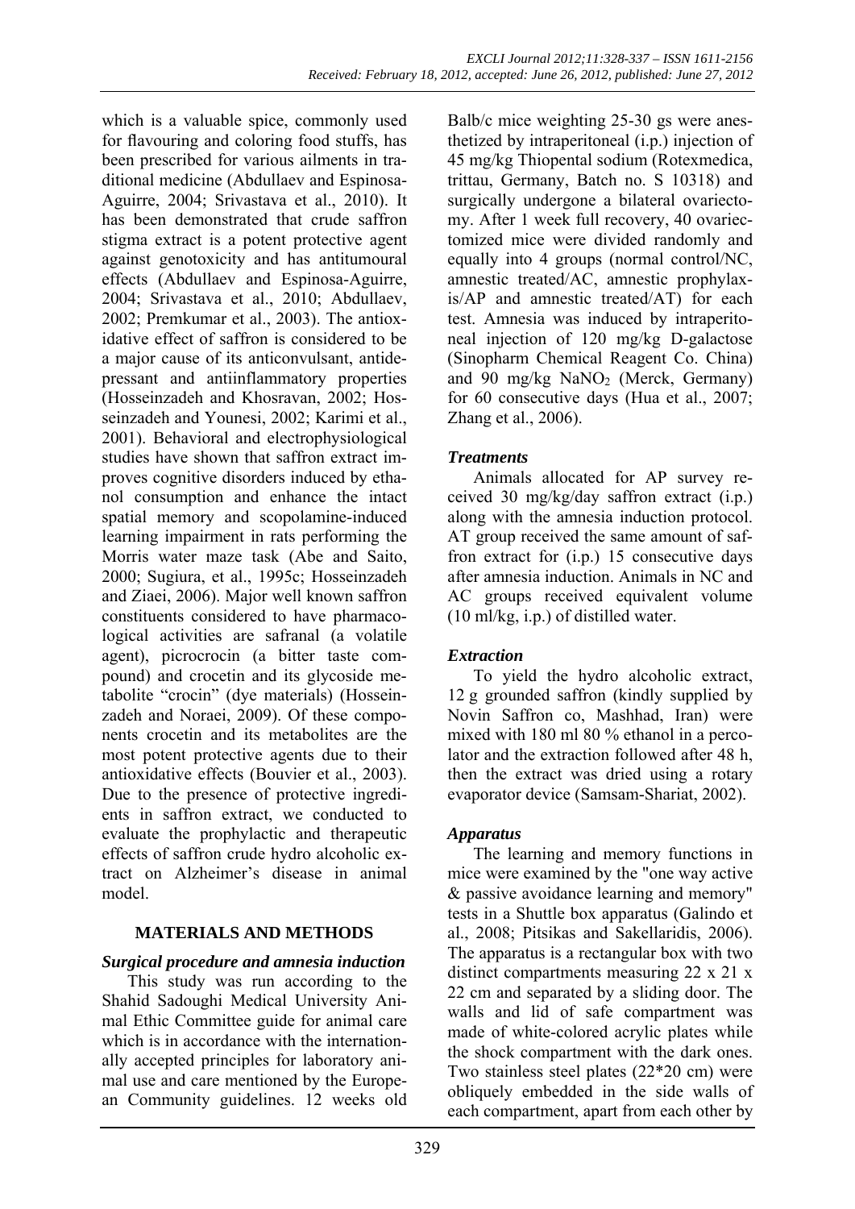which is a valuable spice, commonly used for flavouring and coloring food stuffs, has been prescribed for various ailments in traditional medicine (Abdullaev and Espinosa-Aguirre, 2004; Srivastava et al., 2010). It has been demonstrated that crude saffron stigma extract is a potent protective agent against genotoxicity and has antitumoural effects (Abdullaev and Espinosa-Aguirre, 2004; Srivastava et al., 2010; Abdullaev, 2002; Premkumar et al., 2003). The antioxidative effect of saffron is considered to be a major cause of its anticonvulsant, antidepressant and antiinflammatory properties (Hosseinzadeh and Khosravan, 2002; Hosseinzadeh and Younesi, 2002; Karimi et al., 2001). Behavioral and electrophysiological studies have shown that saffron extract improves cognitive disorders induced by ethanol consumption and enhance the intact spatial memory and scopolamine-induced learning impairment in rats performing the Morris water maze task (Abe and Saito, 2000; Sugiura, et al., 1995c; Hosseinzadeh and Ziaei, 2006). Major well known saffron constituents considered to have pharmacological activities are safranal (a volatile agent), picrocrocin (a bitter taste compound) and crocetin and its glycoside metabolite "crocin" (dye materials) (Hosseinzadeh and Noraei, 2009). Of these components crocetin and its metabolites are the most potent protective agents due to their antioxidative effects (Bouvier et al., 2003). Due to the presence of protective ingredients in saffron extract, we conducted to evaluate the prophylactic and therapeutic effects of saffron crude hydro alcoholic extract on Alzheimer's disease in animal model.

## MATERIALS AND METHODS

### *Surgical procedure and amnesia induction*

This study was run according to the Shahid Sadoughi Medical University Animal Ethic Committee guide for animal care which is in accordance with the internationally accepted principles for laboratory animal use and care mentioned by the European Community guidelines. 12 weeks old Balb/c mice weighting 25-30 gs were anesthetized by intraperitoneal (i.p.) injection of 45 mg/kg Thiopental sodium (Rotexmedica, trittau, Germany, Batch no. S 10318) and surgically undergone a bilateral ovariectomy. After 1 week full recovery, 40 ovariectomized mice were divided randomly and equally into 4 groups (normal control/NC, amnestic treated/AC, amnestic prophylaxis/AP and amnestic treated/AT) for each test. Amnesia was induced by intraperitoneal injection of 120 mg/kg D-galactose (Sinopharm Chemical Reagent Co. China) and 90 mg/kg $NaNO_2$ (Merck, Germany) for 60 consecutive days (Hua et al., 2007; Zhang et al., 2006).

### *Treatments*

Animals allocated for AP survey received 30 mg/kg/day saffron extract (i.p.) along with the amnesia induction protocol. AT group received the same amount of saffron extract for (i.p.) 15 consecutive days after amnesia induction. Animals in NC and AC groups received equivalent volume (10 ml/kg, i.p.) of distilled water.

### *Extraction*

To yield the hydro alcoholic extract, 12 g grounded saffron (kindly supplied by Novin Saffron co, Mashhad, Iran) were mixed with 180 ml 80 % ethanol in a percolator and the extraction followed after 48 h, then the extract was dried using a rotary evaporator device (Samsam-Shariat, 2002).

### *Apparatus*

The learning and memory functions in mice were examined by the "one way active & passive avoidance learning and memory" tests in a Shuttle box apparatus (Galindo et al., 2008; Pitsikas and Sakellaridis, 2006). The apparatus is a rectangular box with two distinct compartments measuring 22 x 21 x 22 cm and separated by a sliding door. The walls and lid of safe compartment was made of white-colored acrylic plates while the shock compartment with the dark ones. Two stainless steel plates (22*20 cm) were obliquely embedded in the side walls of each compartment, apart from each other by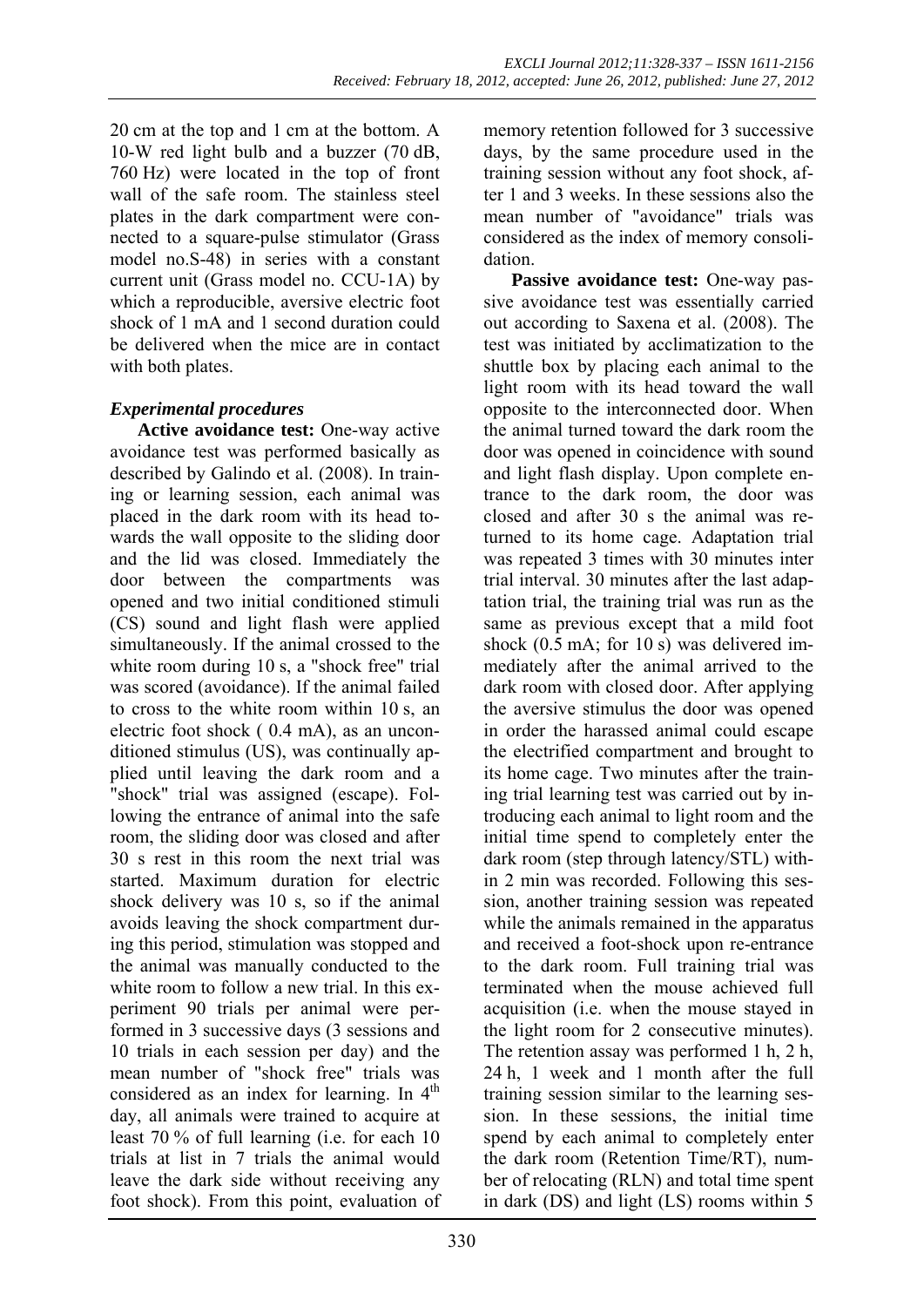20 cm at the top and 1 cm at the bottom. A 10-W red light bulb and a buzzer (70 dB, 760 Hz) were located in the top of front wall of the safe room. The stainless steel plates in the dark compartment were connected to a square-pulse stimulator (Grass model no.S-48) in series with a constant current unit (Grass model no. CCU-1A) by which a reproducible, aversive electric foot shock of 1 mA and 1 second duration could be delivered when the mice are in contact with both plates.

### *Experimental procedures*

**Active avoidance test:** One-way active avoidance test was performed basically as described by Galindo et al. (2008). In training or learning session, each animal was placed in the dark room with its head towards the wall opposite to the sliding door and the lid was closed. Immediately the door between the compartments was opened and two initial conditioned stimuli (CS) sound and light flash were applied simultaneously. If the animal crossed to the white room during 10 s, a "shock free" trial was scored (avoidance). If the animal failed to cross to the white room within 10 s, an electric foot shock ( 0.4 mA), as an unconditioned stimulus (US), was continually applied until leaving the dark room and a "shock" trial was assigned (escape). Following the entrance of animal into the safe room, the sliding door was closed and after 30 s rest in this room the next trial was started. Maximum duration for electric shock delivery was 10 s, so if the animal avoids leaving the shock compartment during this period, stimulation was stopped and the animal was manually conducted to the white room to follow a new trial. In this experiment 90 trials per animal were performed in 3 successive days (3 sessions and 10 trials in each session per day) and the mean number of "shock free" trials was considered as an index for learning. In 4th day, all animals were trained to acquire at least 70 % of full learning (i.e. for each 10 trials at list in 7 trials the animal would leave the dark side without receiving any foot shock). From this point, evaluation of memory retention followed for 3 successive days, by the same procedure used in the training session without any foot shock, after 1 and 3 weeks. In these sessions also the mean number of "avoidance" trials was considered as the index of memory consolidation.

**Passive avoidance test:** One-way passive avoidance test was essentially carried out according to Saxena et al. (2008). The test was initiated by acclimatization to the shuttle box by placing each animal to the light room with its head toward the wall opposite to the interconnected door. When the animal turned toward the dark room the door was opened in coincidence with sound and light flash display. Upon complete entrance to the dark room, the door was closed and after 30 s the animal was returned to its home cage. Adaptation trial was repeated 3 times with 30 minutes inter trial interval. 30 minutes after the last adaptation trial, the training trial was run as the same as previous except that a mild foot shock (0.5 mA; for 10 s) was delivered immediately after the animal arrived to the dark room with closed door. After applying the aversive stimulus the door was opened in order the harassed animal could escape the electrified compartment and brought to its home cage. Two minutes after the training trial learning test was carried out by introducing each animal to light room and the initial time spend to completely enter the dark room (step through latency/STL) within 2 min was recorded. Following this session, another training session was repeated while the animals remained in the apparatus and received a foot-shock upon re-entrance to the dark room. Full training trial was terminated when the mouse achieved full acquisition (i.e. when the mouse stayed in the light room for 2 consecutive minutes). The retention assay was performed 1 h, 2 h, 24 h, 1 week and 1 month after the full training session similar to the learning session. In these sessions, the initial time spend by each animal to completely enter the dark room (Retention Time/RT), number of relocating (RLN) and total time spent in dark (DS) and light (LS) rooms within 5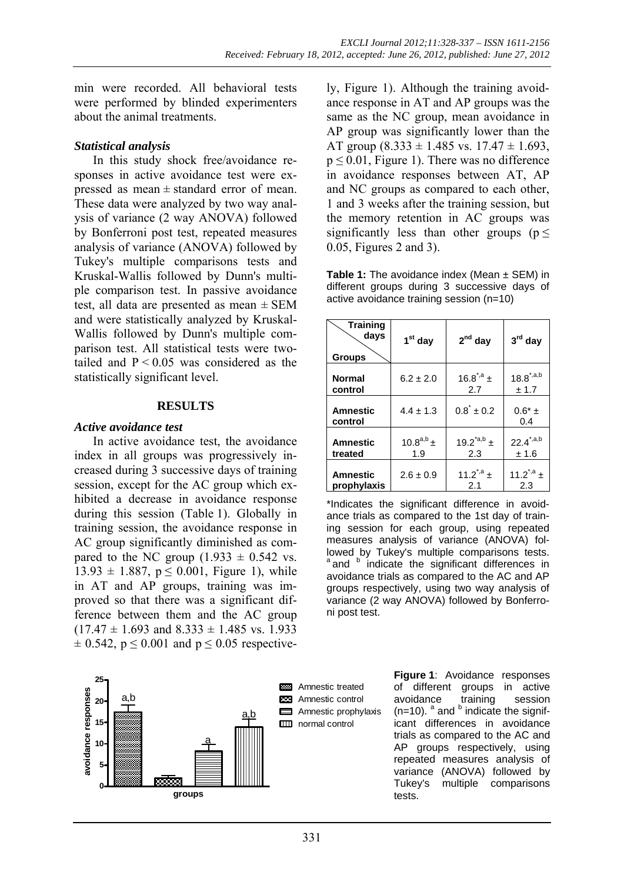min were recorded. All behavioral tests were performed by blinded experimenters about the animal treatments.

### *Statistical analysis*

In this study shock free/avoidance responses in active avoidance test were expressed as mean ± standard error of mean. These data were analyzed by two way analysis of variance (2 way ANOVA) followed by Bonferroni post test, repeated measures analysis of variance (ANOVA) followed by Tukey's multiple comparisons tests and Kruskal-Wallis followed by Dunn's multiple comparison test. In passive avoidance test, all data are presented as mean ± SEM and were statistically analyzed by Kruskal-Wallis followed by Dunn's multiple comparison test. All statistical tests were two-tailed and $P < 0.05$ was considered as the statistically significant level.

## RESULTS

### *Active avoidance test*

In active avoidance test, the avoidance index in all groups was progressively increased during 3 successive days of training session, except for the AC group which exhibited a decrease in avoidance response during this session (Table 1). Globally in training session, the avoidance response in AC group significantly diminished as compared to the NC group (1.933 ± 0.542 vs. 13.93 ± 1.887, $p \leq 0.001$, Figure 1), while in AT and AP groups, training was improved so that there was a significant difference between them and the AC group (17.47 ± 1.693 and 8.333 ± 1.485 vs. 1.933 ± 0.542, $p \leq 0.001$ and $p \leq 0.05$ respectively, Figure 1). Although the training avoidance response in AT and AP groups was the same as the NC group, mean avoidance in AP group was significantly lower than the AT group (8.333 ± 1.485 vs. 17.47 ± 1.693, $p \leq 0.01$, Figure 1). There was no difference in avoidance responses between AT, AP and NC groups as compared to each other, 1 and 3 weeks after the training session, but the memory retention in AC groups was significantly less than other groups ($p \leq 0.05$, Figures 2 and 3).

**Table 1:** The avoidance index (Mean ± SEM) in different groups during 3 successive days of active avoidance training session (n=10)

| Groups / Training days | 1st day | 2nd day | 3rd day |
|---|---|---|---|
| **Normal control** | 6.2 ± 2.0 | 16.8*,a ± 2.7 | 18.8*,a,b ± 1.7 |
| **Amnestic control** | 4.4 ± 1.3 | 0.8* ± 0.2 | 0.6* ± 0.4 |
| **Amnestic treated** | 10.8a,b ± 1.9 | 19.2*a,b ± 2.3 | 22.4*,a,b ± 1.6 |
| **Amnestic prophylaxis** | 2.6 ± 0.9 | 11.2*,a ± 2.1 | 11.2*,a ± 2.3 |

*Indicates the significant difference in avoidance trials as compared to the 1st day of training session for each group, using repeated measures analysis of variance (ANOVA) followed by Tukey's multiple comparisons tests. [a] and [b] indicate the significant differences in avoidance trials as compared to the AC and AP groups respectively, using two way analysis of variance (2 way ANOVA) followed by Bonferroni post test.

**Figure 1**: Avoidance responses of different groups in active avoidance training session (n=10). [a] and [b] indicate the significant differences in avoidance trials as compared to the AC and AP groups respectively, using repeated measures analysis of variance (ANOVA) followed by Tukey's multiple comparisons tests.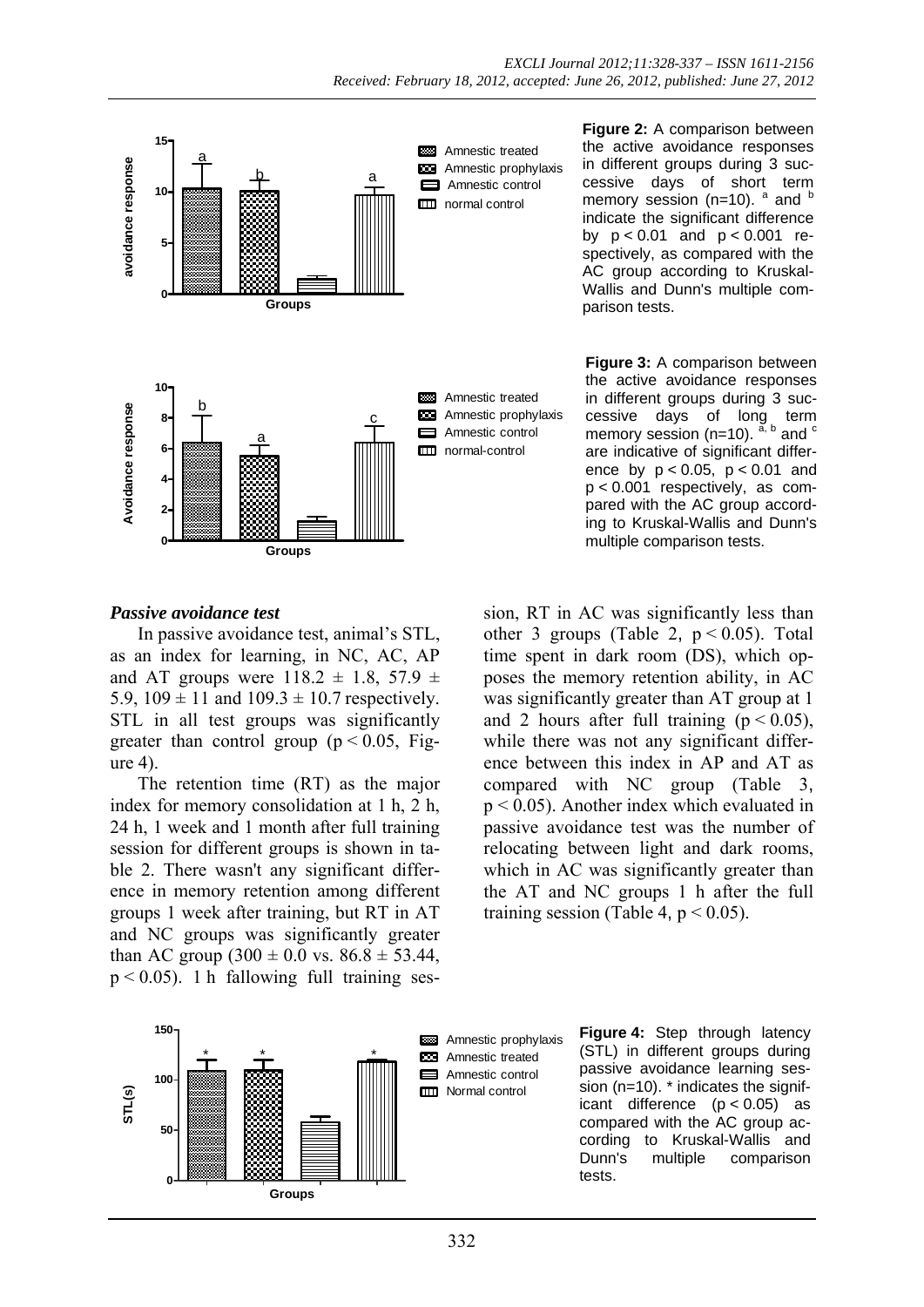**Figure 2:** A comparison between the active avoidance responses in different groups during 3 successive days of short term memory session (n=10). [a] and [b] indicate the significant difference by $p < 0.01$ and $p < 0.001$ respectively, as compared with the AC group according to Kruskal-Wallis and Dunn's multiple comparison tests.

**Figure 3:** A comparison between the active avoidance responses in different groups during 3 successive days of long term memory session (n=10). [a, b] and [c] are indicative of significant difference by $p < 0.05$, $p < 0.01$ and $p < 0.001$ respectively, as compared with the AC group according to Kruskal-Wallis and Dunn's multiple comparison tests.

### *Passive avoidance test*

In passive avoidance test, animal's STL, as an index for learning, in NC, AC, AP and AT groups were 118.2 ± 1.8, 57.9 ± 5.9, 109 ± 11 and 109.3 ± 10.7 respectively. STL in all test groups was significantly greater than control group ($p < 0.05$, Figure 4).

The retention time (RT) as the major index for memory consolidation at 1 h, 2 h, 24 h, 1 week and 1 month after full training session for different groups is shown in table 2. There wasn't any significant difference in memory retention among different groups 1 week after training, but RT in AT and NC groups was significantly greater than AC group (300 ± 0.0 vs. 86.8 ± 53.44, $p < 0.05$). 1 h fallowing full training session, RT in AC was significantly less than other 3 groups (Table 2, $p < 0.05$). Total time spent in dark room (DS), which opposes the memory retention ability, in AC was significantly greater than AT group at 1 and 2 hours after full training ($p < 0.05$), while there was not any significant difference between this index in AP and AT as compared with NC group (Table 3, $p < 0.05$). Another index which evaluated in passive avoidance test was the number of relocating between light and dark rooms, which in AC was significantly greater than the AT and NC groups 1 h after the full training session (Table 4, $p < 0.05$).

**Figure 4:** Step through latency (STL) in different groups during passive avoidance learning session (n=10). * indicates the significant difference ($p < 0.05$) as compared with the AC group according to Kruskal-Wallis and Dunn's multiple comparison tests.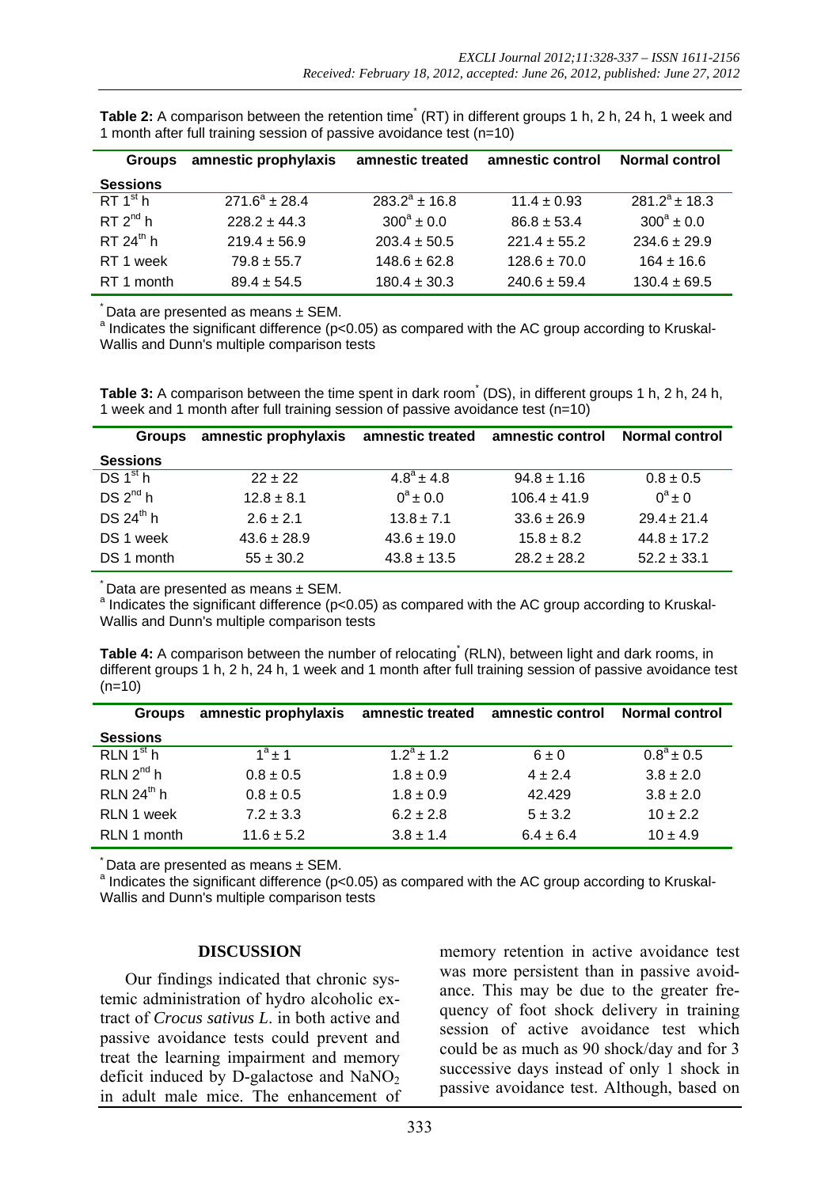**Table 2:** A comparison between the retention time* (RT) in different groups 1 h, 2 h, 24 h, 1 week and 1 month after full training session of passive avoidance test (n=10)

| Groups | amnestic prophylaxis | amnestic treated | amnestic control | Normal control |
|---|---|---|---|---|
| **Sessions** | | | | |
| RT 1st h | 271.6[a] ± 28.4 | 283.2[a] ± 16.8 | 11.4 ± 0.93 | 281.2[a] ± 18.3 |
| RT 2nd h | 228.2 ± 44.3 | 300[a] ± 0.0 | 86.8 ± 53.4 | 300[a] ± 0.0 |
| RT 24th h | 219.4 ± 56.9 | 203.4 ± 50.5 | 221.4 ± 55.2 | 234.6 ± 29.9 |
| RT 1 week | 79.8 ± 55.7 | 148.6 ± 62.8 | 128.6 ± 70.0 | 164 ± 16.6 |
| RT 1 month | 89.4 ± 54.5 | 180.4 ± 30.3 | 240.6 ± 59.4 | 130.4 ± 69.5 |

* Data are presented as means ± SEM.
[a] Indicates the significant difference ($p<0.05$) as compared with the AC group according to Kruskal-Wallis and Dunn's multiple comparison tests

**Table 3:** A comparison between the time spent in dark room* (DS), in different groups 1 h, 2 h, 24 h, 1 week and 1 month after full training session of passive avoidance test (n=10)

| Groups | amnestic prophylaxis | amnestic treated | amnestic control | Normal control |
|---|---|---|---|---|
| **Sessions** | | | | |
| DS 1st h | 22 ± 22 | 4.8[a] ± 4.8 | 94.8 ± 1.16 | 0.8 ± 0.5 |
| DS 2nd h | 12.8 ± 8.1 | 0[a] ± 0.0 | 106.4 ± 41.9 | 0[a] ± 0 |
| DS 24th h | 2.6 ± 2.1 | 13.8 ± 7.1 | 33.6 ± 26.9 | 29.4 ± 21.4 |
| DS 1 week | 43.6 ± 28.9 | 43.6 ± 19.0 | 15.8 ± 8.2 | 44.8 ± 17.2 |
| DS 1 month | 55 ± 30.2 | 43.8 ± 13.5 | 28.2 ± 28.2 | 52.2 ± 33.1 |

* Data are presented as means ± SEM.
[a] Indicates the significant difference ($p<0.05$) as compared with the AC group according to Kruskal-Wallis and Dunn's multiple comparison tests

**Table 4:** A comparison between the number of relocating* (RLN), between light and dark rooms, in different groups 1 h, 2 h, 24 h, 1 week and 1 month after full training session of passive avoidance test (n=10)

| Groups | amnestic prophylaxis | amnestic treated | amnestic control | Normal control |
|---|---|---|---|---|
| **Sessions** | | | | |
| RLN 1st h | 1[a] ± 1 | 1.2[a] ± 1.2 | 6 ± 0 | 0.8[a] ± 0.5 |
| RLN 2nd h | 0.8 ± 0.5 | 1.8 ± 0.9 | 4 ± 2.4 | 3.8 ± 2.0 |
| RLN 24th h | 0.8 ± 0.5 | 1.8 ± 0.9 | 42.429 | 3.8 ± 2.0 |
| RLN 1 week | 7.2 ± 3.3 | 6.2 ± 2.8 | 5 ± 3.2 | 10 ± 2.2 |
| RLN 1 month | 11.6 ± 5.2 | 3.8 ± 1.4 | 6.4 ± 6.4 | 10 ± 4.9 |

* Data are presented as means ± SEM.
[a] Indicates the significant difference ($p<0.05$) as compared with the AC group according to Kruskal-Wallis and Dunn's multiple comparison tests

## DISCUSSION

Our findings indicated that chronic systemic administration of hydro alcoholic extract of *Crocus sativus L*. in both active and passive avoidance tests could prevent and treat the learning impairment and memory deficit induced by D-galactose and $NaNO_2$ in adult male mice. The enhancement of memory retention in active avoidance test was more persistent than in passive avoidance. This may be due to the greater frequency of foot shock delivery in training session of active avoidance test which could be as much as 90 shock/day and for 3 successive days instead of only 1 shock in passive avoidance test. Although, based on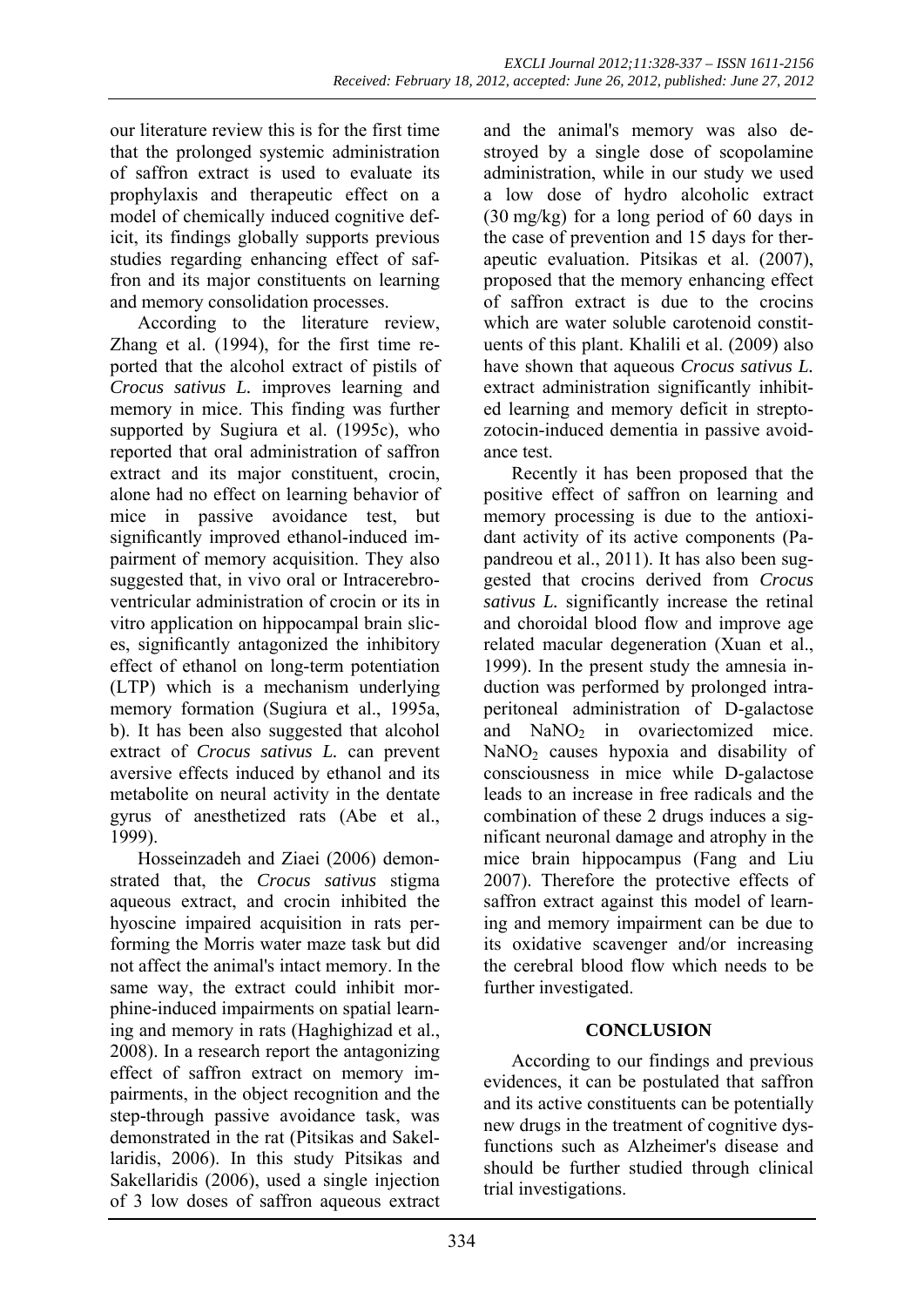our literature review this is for the first time that the prolonged systemic administration of saffron extract is used to evaluate its prophylaxis and therapeutic effect on a model of chemically induced cognitive deficit, its findings globally supports previous studies regarding enhancing effect of saffron and its major constituents on learning and memory consolidation processes.

According to the literature review, Zhang et al. (1994), for the first time reported that the alcohol extract of pistils of *Crocus sativus L.* improves learning and memory in mice. This finding was further supported by Sugiura et al. (1995c), who reported that oral administration of saffron extract and its major constituent, crocin, alone had no effect on learning behavior of mice in passive avoidance test, but significantly improved ethanol-induced impairment of memory acquisition. They also suggested that, in vivo oral or Intracerebroventricular administration of crocin or its in vitro application on hippocampal brain slices, significantly antagonized the inhibitory effect of ethanol on long-term potentiation (LTP) which is a mechanism underlying memory formation (Sugiura et al., 1995a, b). It has been also suggested that alcohol extract of *Crocus sativus L.* can prevent aversive effects induced by ethanol and its metabolite on neural activity in the dentate gyrus of anesthetized rats (Abe et al., 1999).

Hosseinzadeh and Ziaei (2006) demonstrated that, the *Crocus sativus* stigma aqueous extract, and crocin inhibited the hyoscine impaired acquisition in rats performing the Morris water maze task but did not affect the animal's intact memory. In the same way, the extract could inhibit morphine-induced impairments on spatial learning and memory in rats (Haghighizad et al., 2008). In a research report the antagonizing effect of saffron extract on memory impairments, in the object recognition and the step-through passive avoidance task, was demonstrated in the rat (Pitsikas and Sakellaridis, 2006). In this study Pitsikas and Sakellaridis (2006), used a single injection of 3 low doses of saffron aqueous extract and the animal's memory was also destroyed by a single dose of scopolamine administration, while in our study we used a low dose of hydro alcoholic extract (30 mg/kg) for a long period of 60 days in the case of prevention and 15 days for therapeutic evaluation. Pitsikas et al. (2007), proposed that the memory enhancing effect of saffron extract is due to the crocins which are water soluble carotenoid constituents of this plant. Khalili et al. (2009) also have shown that aqueous *Crocus sativus L.* extract administration significantly inhibited learning and memory deficit in streptozotocin-induced dementia in passive avoidance test.

Recently it has been proposed that the positive effect of saffron on learning and memory processing is due to the antioxidant activity of its active components (Papandreou et al., 2011). It has also been suggested that crocins derived from *Crocus sativus L.* significantly increase the retinal and choroidal blood flow and improve age related macular degeneration (Xuan et al., 1999). In the present study the amnesia induction was performed by prolonged intraperitoneal administration of D-galactose and $NaNO_2$ in ovariectomized mice. $NaNO_2$ causes hypoxia and disability of consciousness in mice while D-galactose leads to an increase in free radicals and the combination of these 2 drugs induces a significant neuronal damage and atrophy in the mice brain hippocampus (Fang and Liu 2007). Therefore the protective effects of saffron extract against this model of learning and memory impairment can be due to its oxidative scavenger and/or increasing the cerebral blood flow which needs to be further investigated.

## CONCLUSION

According to our findings and previous evidences, it can be postulated that saffron and its active constituents can be potentially new drugs in the treatment of cognitive dysfunctions such as Alzheimer's disease and should be further studied through clinical trial investigations.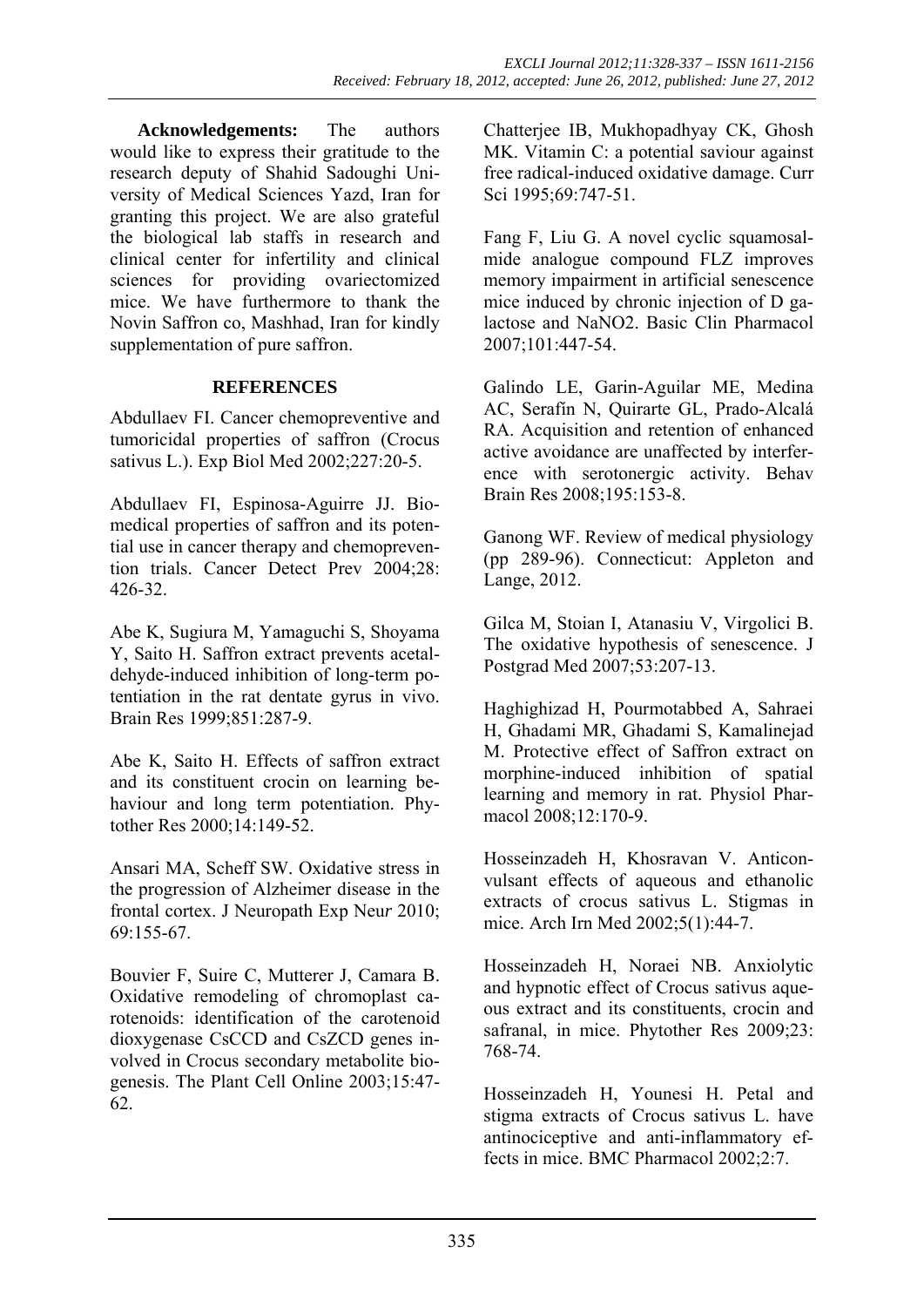**Acknowledgements:** The authors would like to express their gratitude to the research deputy of Shahid Sadoughi University of Medical Sciences Yazd, Iran for granting this project. We are also grateful the biological lab staffs in research and clinical center for infertility and clinical sciences for providing ovariectomized mice. We have furthermore to thank the Novin Saffron co, Mashhad, Iran for kindly supplementation of pure saffron.

## REFERENCES

Abdullaev FI. Cancer chemopreventive and tumoricidal properties of saffron (Crocus sativus L.). Exp Biol Med 2002;227:20-5.

Abdullaev FI, Espinosa-Aguirre JJ. Biomedical properties of saffron and its potential use in cancer therapy and chemoprevention trials. Cancer Detect Prev 2004;28: 426-32.

Abe K, Sugiura M, Yamaguchi S, Shoyama Y, Saito H. Saffron extract prevents acetaldehyde-induced inhibition of long-term potentiation in the rat dentate gyrus in vivo. Brain Res 1999;851:287-9.

Abe K, Saito H. Effects of saffron extract and its constituent crocin on learning behaviour and long term potentiation. Phytother Res 2000;14:149-52.

Ansari MA, Scheff SW. Oxidative stress in the progression of Alzheimer disease in the frontal cortex. J Neuropath Exp Neu*r* 2010; 69:155-67.

Bouvier F, Suire C, Mutterer J, Camara B. Oxidative remodeling of chromoplast carotenoids: identification of the carotenoid dioxygenase CsCCD and CsZCD genes involved in Crocus secondary metabolite biogenesis. The Plant Cell Online 2003;15:47-62.

Chatterjee IB, Mukhopadhyay CK, Ghosh MK. Vitamin C: a potential saviour against free radical-induced oxidative damage. Curr Sci 1995;69:747-51.

Fang F, Liu G. A novel cyclic squamosalmide analogue compound FLZ improves memory impairment in artificial senescence mice induced by chronic injection of D galactose and NaNO2. Basic Clin Pharmacol 2007;101:447-54.

Galindo LE, Garin-Aguilar ME, Medina AC, Serafín N, Quirarte GL, Prado-Alcalá RA. Acquisition and retention of enhanced active avoidance are unaffected by interference with serotonergic activity. Behav Brain Res 2008;195:153-8.

Ganong WF. Review of medical physiology (pp 289-96). Connecticut: Appleton and Lange, 2012.

Gilca M, Stoian I, Atanasiu V, Virgolici B. The oxidative hypothesis of senescence. J Postgrad Med 2007;53:207-13.

Haghighizad H, Pourmotabbed A, Sahraei H, Ghadami MR, Ghadami S, Kamalinejad M. Protective effect of Saffron extract on morphine-induced inhibition of spatial learning and memory in rat. Physiol Pharmacol 2008;12:170-9.

Hosseinzadeh H, Khosravan V. Anticonvulsant effects of aqueous and ethanolic extracts of crocus sativus L. Stigmas in mice. Arch Irn Med 2002;5(1):44-7.

Hosseinzadeh H, Noraei NB. Anxiolytic and hypnotic effect of Crocus sativus aqueous extract and its constituents, crocin and safranal, in mice. Phytother Res 2009;23: 768-74.

Hosseinzadeh H, Younesi H. Petal and stigma extracts of Crocus sativus L. have antinociceptive and anti-inflammatory effects in mice. BMC Pharmacol 2002;2:7.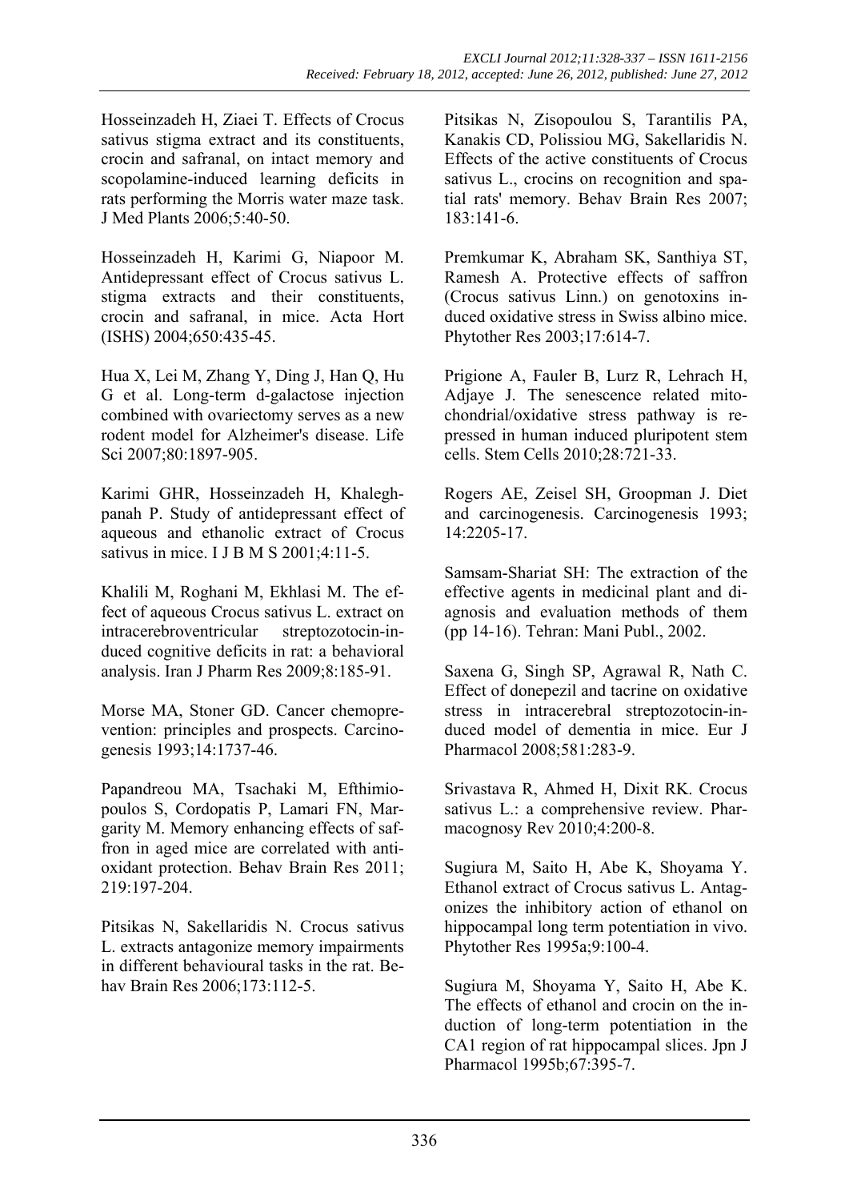Hosseinzadeh H, Ziaei T. Effects of Crocus sativus stigma extract and its constituents, crocin and safranal, on intact memory and scopolamine-induced learning deficits in rats performing the Morris water maze task. J Med Plants 2006;5:40-50.

Hosseinzadeh H, Karimi G, Niapoor M. Antidepressant effect of Crocus sativus L. stigma extracts and their constituents, crocin and safranal, in mice. Acta Hort (ISHS) 2004;650:435-45.

Hua X, Lei M, Zhang Y, Ding J, Han Q, Hu G et al. Long-term d-galactose injection combined with ovariectomy serves as a new rodent model for Alzheimer's disease. Life Sci 2007;80:1897-905.

Karimi GHR, Hosseinzadeh H, Khaleghpanah P. Study of antidepressant effect of aqueous and ethanolic extract of Crocus sativus in mice. I J B M S 2001;4:11-5.

Khalili M, Roghani M, Ekhlasi M. The effect of aqueous Crocus sativus L. extract on intracerebroventricular streptozotocin-induced cognitive deficits in rat: a behavioral analysis. Iran J Pharm Res 2009;8:185-91.

Morse MA, Stoner GD. Cancer chemoprevention: principles and prospects. Carcinogenesis 1993;14:1737-46.

Papandreou MA, Tsachaki M, Efthimiopoulos S, Cordopatis P, Lamari FN, Margarity M. Memory enhancing effects of saffron in aged mice are correlated with antioxidant protection. Behav Brain Res 2011; 219:197-204.

Pitsikas N, Sakellaridis N. Crocus sativus L. extracts antagonize memory impairments in different behavioural tasks in the rat. Behav Brain Res 2006;173:112-5.

Pitsikas N, Zisopoulou S, Tarantilis PA, Kanakis CD, Polissiou MG, Sakellaridis N. Effects of the active constituents of Crocus sativus L., crocins on recognition and spatial rats' memory. Behav Brain Res 2007; 183:141-6.

Premkumar K, Abraham SK, Santhiya ST, Ramesh A. Protective effects of saffron (Crocus sativus Linn.) on genotoxins induced oxidative stress in Swiss albino mice. Phytother Res 2003;17:614-7.

Prigione A, Fauler B, Lurz R, Lehrach H, Adjaye J. The senescence related mitochondrial/oxidative stress pathway is repressed in human induced pluripotent stem cells. Stem Cells 2010;28:721-33.

Rogers AE, Zeisel SH, Groopman J. Diet and carcinogenesis. Carcinogenesis 1993; 14:2205-17.

Samsam-Shariat SH: The extraction of the effective agents in medicinal plant and diagnosis and evaluation methods of them (pp 14-16). Tehran: Mani Publ., 2002.

Saxena G, Singh SP, Agrawal R, Nath C. Effect of donepezil and tacrine on oxidative stress in intracerebral streptozotocin-induced model of dementia in mice. Eur J Pharmacol 2008;581:283-9.

Srivastava R, Ahmed H, Dixit RK. Crocus sativus L.: a comprehensive review. Pharmacognosy Rev 2010;4:200-8.

Sugiura M, Saito H, Abe K, Shoyama Y. Ethanol extract of Crocus sativus L. Antagonizes the inhibitory action of ethanol on hippocampal long term potentiation in vivo. Phytother Res 1995a;9:100-4.

Sugiura M, Shoyama Y, Saito H, Abe K. The effects of ethanol and crocin on the induction of long-term potentiation in the CA1 region of rat hippocampal slices. Jpn J Pharmacol 1995b;67:395-7.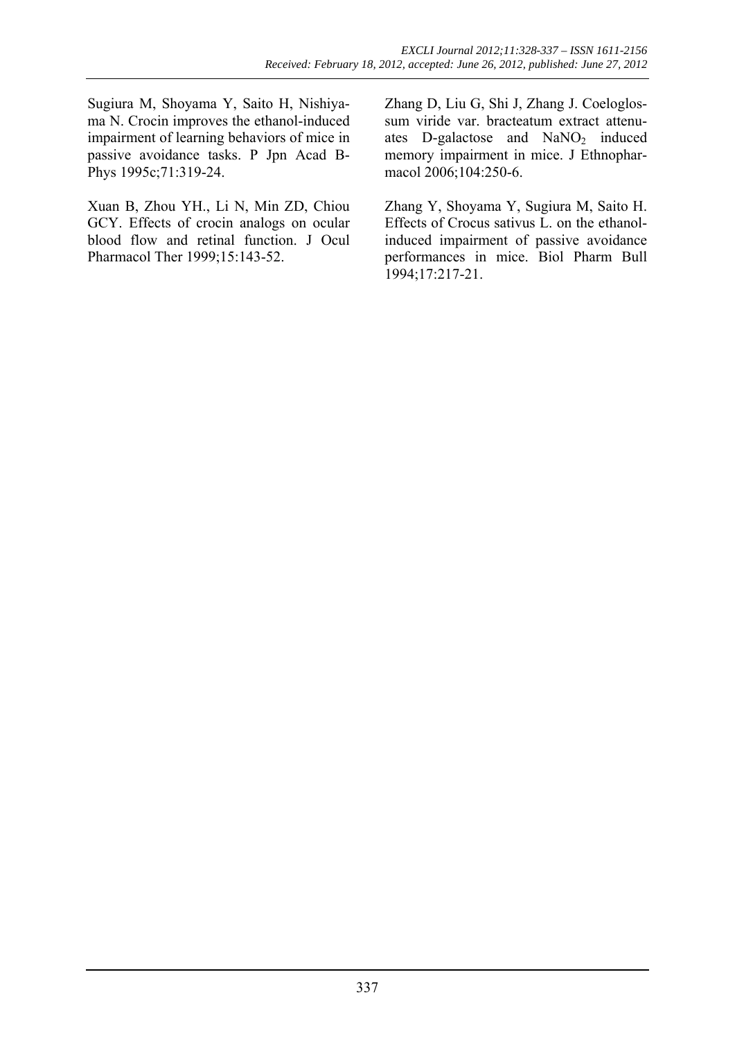Sugiura M, Shoyama Y, Saito H, Nishiyama N. Crocin improves the ethanol-induced impairment of learning behaviors of mice in passive avoidance tasks. P Jpn Acad B-Phys 1995c;71:319-24.

Xuan B, Zhou YH., Li N, Min ZD, Chiou GCY. Effects of crocin analogs on ocular blood flow and retinal function. J Ocul Pharmacol Ther 1999;15:143-52.

Zhang D, Liu G, Shi J, Zhang J. Coeloglossum viride var. bracteatum extract attenuates D-galactose and $NaNO_2$ induced memory impairment in mice. J Ethnopharmacol 2006;104:250-6.

Zhang Y, Shoyama Y, Sugiura M, Saito H. Effects of Crocus sativus L. on the ethanol-induced impairment of passive avoidance performances in mice. Biol Pharm Bull 1994;17:217-21.